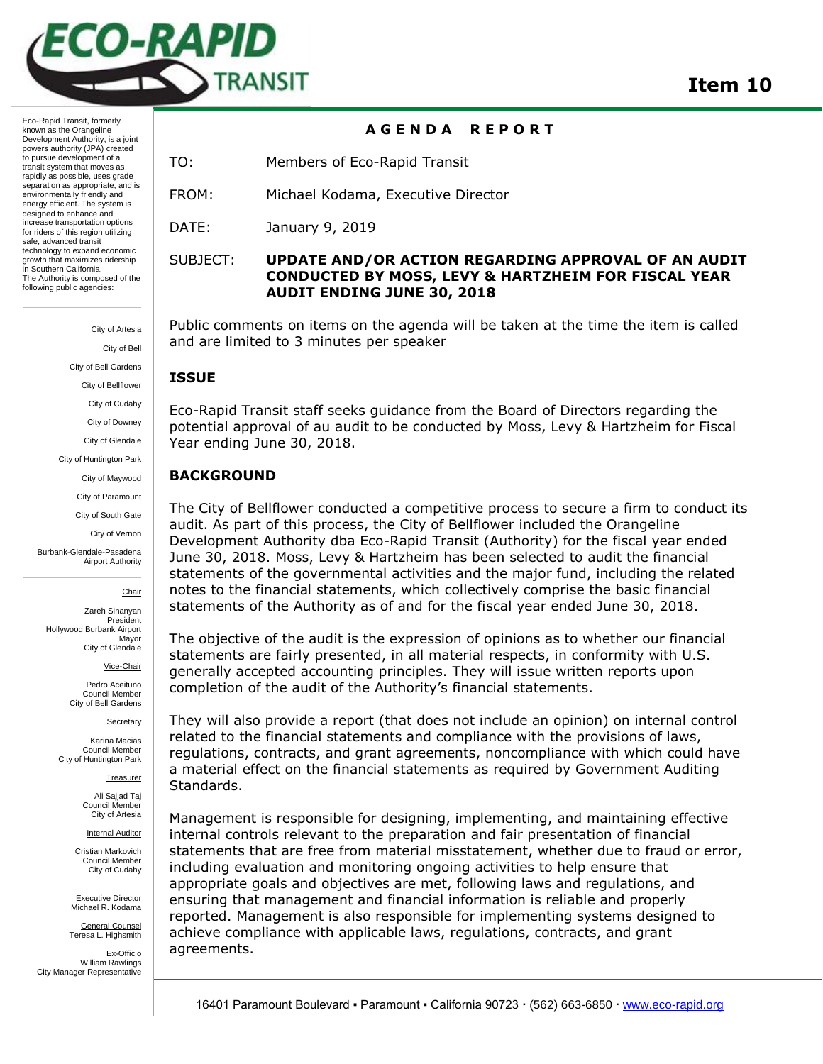**Item 10**

Eco-Rapid Transit, formerly known as the Orangeline Development Authority, is a joint powers authority (JPA) created to pursue development of a transit system that moves as rapidly as possible, uses grade separation as appropriate, and is environmentally friendly and energy efficient. The system is designed to enhance and increase transportation options for riders of this region utilizing safe, advanced transit technology to expand economic growth that maximizes ridership in Southern California. The Authority is composed of the following public agencies:

City of Artesia
City of Bell
City of Bell Gardens
City of Bellflower
City of Cudahy
City of Downey
City of Glendale
City of Huntington Park
City of Maywood
City of Paramount
City of South Gate
City of Vernon
Burbank-Glendale-Pasadena Airport Authority

Chair
Zareh Sinanyan
President
Hollywood Burbank Airport
Mayor
City of Glendale

Vice-Chair
Pedro Aceituno
Council Member
City of Bell Gardens

Secretary
Karina Macias
Council Member
City of Huntington Park

Treasurer
Ali Sajjad Taj
Council Member
City of Artesia

Internal Auditor
Cristian Markovich
Council Member
City of Cudahy

Executive Director
Michael R. Kodama

General Counsel
Teresa L. Highsmith

Ex-Officio
William Rawlings
City Manager Representative

## AGENDA REPORT

TO: Members of Eco-Rapid Transit

FROM: Michael Kodama, Executive Director

DATE: January 9, 2019

SUBJECT: **UPDATE AND/OR ACTION REGARDING APPROVAL OF AN AUDIT CONDUCTED BY MOSS, LEVY & HARTZHEIM FOR FISCAL YEAR AUDIT ENDING JUNE 30, 2018**

Public comments on items on the agenda will be taken at the time the item is called and are limited to 3 minutes per speaker

### ISSUE

Eco-Rapid Transit staff seeks guidance from the Board of Directors regarding the potential approval of au audit to be conducted by Moss, Levy & Hartzheim for Fiscal Year ending June 30, 2018.

### BACKGROUND

The City of Bellflower conducted a competitive process to secure a firm to conduct its audit. As part of this process, the City of Bellflower included the Orangeline Development Authority dba Eco-Rapid Transit (Authority) for the fiscal year ended June 30, 2018. Moss, Levy & Hartzheim has been selected to audit the financial statements of the governmental activities and the major fund, including the related notes to the financial statements, which collectively comprise the basic financial statements of the Authority as of and for the fiscal year ended June 30, 2018.

The objective of the audit is the expression of opinions as to whether our financial statements are fairly presented, in all material respects, in conformity with U.S. generally accepted accounting principles. They will issue written reports upon completion of the audit of the Authority's financial statements.

They will also provide a report (that does not include an opinion) on internal control related to the financial statements and compliance with the provisions of laws, regulations, contracts, and grant agreements, noncompliance with which could have a material effect on the financial statements as required by Government Auditing Standards.

Management is responsible for designing, implementing, and maintaining effective internal controls relevant to the preparation and fair presentation of financial statements that are free from material misstatement, whether due to fraud or error, including evaluation and monitoring ongoing activities to help ensure that appropriate goals and objectives are met, following laws and regulations, and ensuring that management and financial information is reliable and properly reported. Management is also responsible for implementing systems designed to achieve compliance with applicable laws, regulations, contracts, and grant agreements.

16401 Paramount Boulevard ▪ Paramount ▪ California 90723 · (562) 663-6850 · www.eco-rapid.org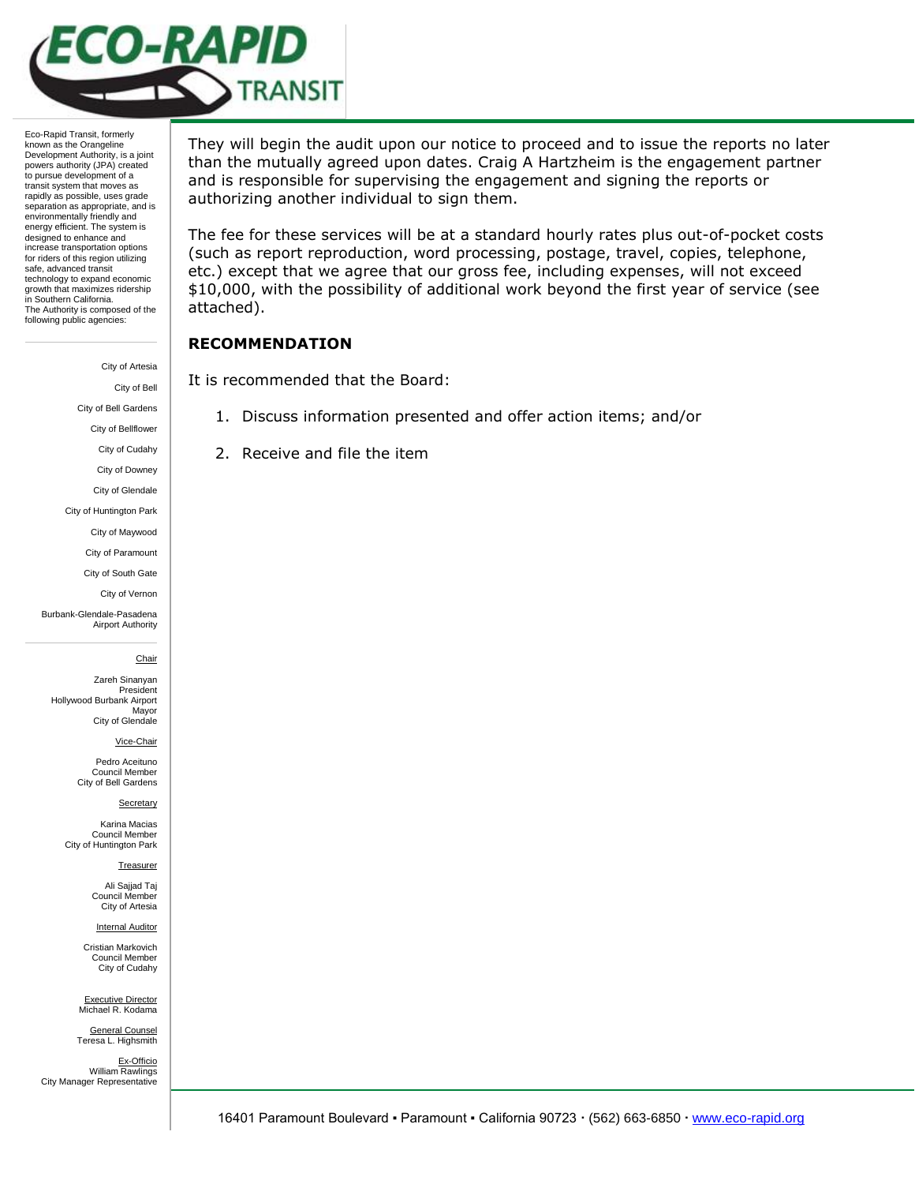They will begin the audit upon our notice to proceed and to issue the reports no later than the mutually agreed upon dates. Craig A Hartzheim is the engagement partner and is responsible for supervising the engagement and signing the reports or authorizing another individual to sign them.

The fee for these services will be at a standard hourly rates plus out-of-pocket costs (such as report reproduction, word processing, postage, travel, copies, telephone, etc.) except that we agree that our gross fee, including expenses, will not exceed $10,000, with the possibility of additional work beyond the first year of service (see attached).

## RECOMMENDATION

It is recommended that the Board:

1. Discuss information presented and offer action items; and/or
2. Receive and file the item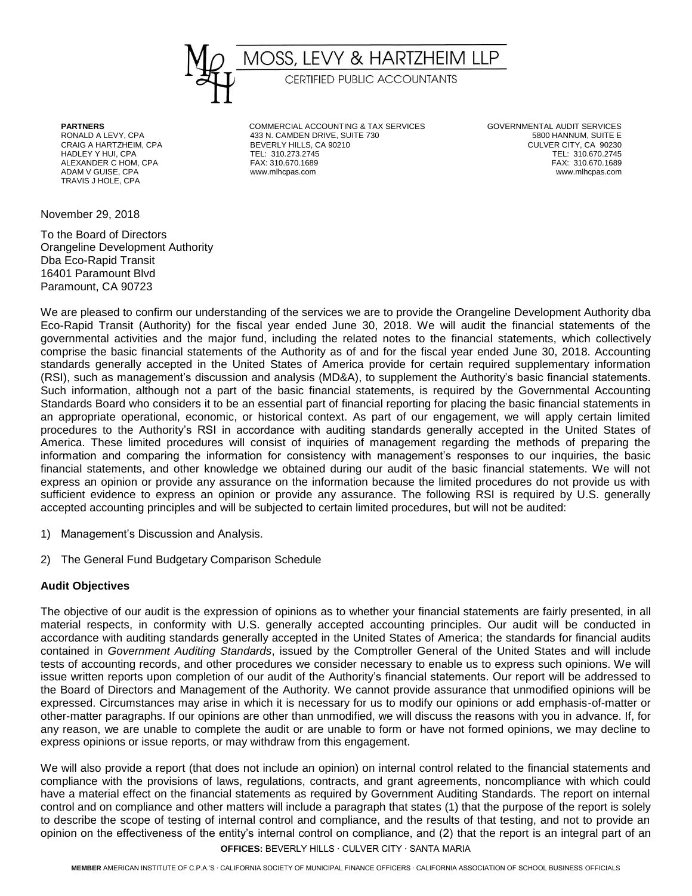MOSS, LEVY & HARTZHEIM LLP

CERTIFIED PUBLIC ACCOUNTANTS

| PARTNERS | COMMERCIAL ACCOUNTING & TAX SERVICES | GOVERNMENTAL AUDIT SERVICES |
|---|---|---|
| RONALD A LEVY, CPA | 433 N. CAMDEN DRIVE, SUITE 730 | 5800 HANNUM, SUITE E |
| CRAIG A HARTZHEIM, CPA | BEVERLY HILLS, CA 90210 | CULVER CITY, CA 90230 |
| HADLEY Y HUI, CPA | TEL: 310.273.2745 | TEL: 310.670.2745 |
| ALEXANDER C HOM, CPA | FAX: 310.670.1689 | FAX: 310.670.1689 |
| ADAM V GUISE, CPA | www.mlhcpas.com | www.mlhcpas.com |
| TRAVIS J HOLE, CPA | | |

November 29, 2018

To the Board of Directors
Orangeline Development Authority
Dba Eco-Rapid Transit
16401 Paramount Blvd
Paramount, CA 90723

We are pleased to confirm our understanding of the services we are to provide the Orangeline Development Authority dba Eco-Rapid Transit (Authority) for the fiscal year ended June 30, 2018. We will audit the financial statements of the governmental activities and the major fund, including the related notes to the financial statements, which collectively comprise the basic financial statements of the Authority as of and for the fiscal year ended June 30, 2018. Accounting standards generally accepted in the United States of America provide for certain required supplementary information (RSI), such as management's discussion and analysis (MD&A), to supplement the Authority's basic financial statements. Such information, although not a part of the basic financial statements, is required by the Governmental Accounting Standards Board who considers it to be an essential part of financial reporting for placing the basic financial statements in an appropriate operational, economic, or historical context. As part of our engagement, we will apply certain limited procedures to the Authority's RSI in accordance with auditing standards generally accepted in the United States of America. These limited procedures will consist of inquiries of management regarding the methods of preparing the information and comparing the information for consistency with management's responses to our inquiries, the basic financial statements, and other knowledge we obtained during our audit of the basic financial statements. We will not express an opinion or provide any assurance on the information because the limited procedures do not provide us with sufficient evidence to express an opinion or provide any assurance. The following RSI is required by U.S. generally accepted accounting principles and will be subjected to certain limited procedures, but will not be audited:

1) Management's Discussion and Analysis.

2) The General Fund Budgetary Comparison Schedule

**Audit Objectives**

The objective of our audit is the expression of opinions as to whether your financial statements are fairly presented, in all material respects, in conformity with U.S. generally accepted accounting principles. Our audit will be conducted in accordance with auditing standards generally accepted in the United States of America; the standards for financial audits contained in *Government Auditing Standards*, issued by the Comptroller General of the United States and will include tests of accounting records, and other procedures we consider necessary to enable us to express such opinions. We will issue written reports upon completion of our audit of the Authority's financial statements. Our report will be addressed to the Board of Directors and Management of the Authority. We cannot provide assurance that unmodified opinions will be expressed. Circumstances may arise in which it is necessary for us to modify our opinions or add emphasis-of-matter or other-matter paragraphs. If our opinions are other than unmodified, we will discuss the reasons with you in advance. If, for any reason, we are unable to complete the audit or are unable to form or have not formed opinions, we may decline to express opinions or issue reports, or may withdraw from this engagement.

We will also provide a report (that does not include an opinion) on internal control related to the financial statements and compliance with the provisions of laws, regulations, contracts, and grant agreements, noncompliance with which could have a material effect on the financial statements as required by Government Auditing Standards. The report on internal control and on compliance and other matters will include a paragraph that states (1) that the purpose of the report is solely to describe the scope of testing of internal control and compliance, and the results of that testing, and not to provide an opinion on the effectiveness of the entity's internal control on compliance, and (2) that the report is an integral part of an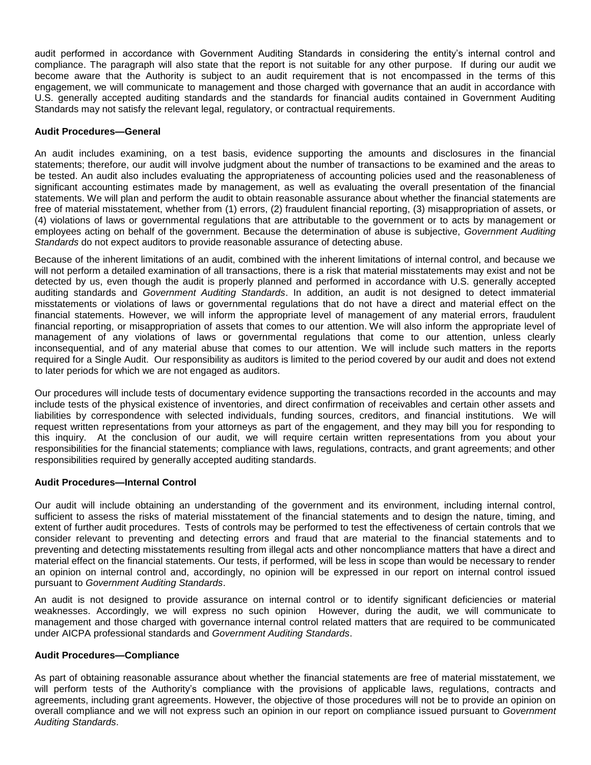audit performed in accordance with Government Auditing Standards in considering the entity's internal control and compliance. The paragraph will also state that the report is not suitable for any other purpose. If during our audit we become aware that the Authority is subject to an audit requirement that is not encompassed in the terms of this engagement, we will communicate to management and those charged with governance that an audit in accordance with U.S. generally accepted auditing standards and the standards for financial audits contained in Government Auditing Standards may not satisfy the relevant legal, regulatory, or contractual requirements.

**Audit Procedures—General**

An audit includes examining, on a test basis, evidence supporting the amounts and disclosures in the financial statements; therefore, our audit will involve judgment about the number of transactions to be examined and the areas to be tested. An audit also includes evaluating the appropriateness of accounting policies used and the reasonableness of significant accounting estimates made by management, as well as evaluating the overall presentation of the financial statements. We will plan and perform the audit to obtain reasonable assurance about whether the financial statements are free of material misstatement, whether from (1) errors, (2) fraudulent financial reporting, (3) misappropriation of assets, or (4) violations of laws or governmental regulations that are attributable to the government or to acts by management or employees acting on behalf of the government. Because the determination of abuse is subjective, *Government Auditing Standards* do not expect auditors to provide reasonable assurance of detecting abuse.

Because of the inherent limitations of an audit, combined with the inherent limitations of internal control, and because we will not perform a detailed examination of all transactions, there is a risk that material misstatements may exist and not be detected by us, even though the audit is properly planned and performed in accordance with U.S. generally accepted auditing standards and *Government Auditing Standards*. In addition, an audit is not designed to detect immaterial misstatements or violations of laws or governmental regulations that do not have a direct and material effect on the financial statements. However, we will inform the appropriate level of management of any material errors, fraudulent financial reporting, or misappropriation of assets that comes to our attention. We will also inform the appropriate level of management of any violations of laws or governmental regulations that come to our attention, unless clearly inconsequential, and of any material abuse that comes to our attention. We will include such matters in the reports required for a Single Audit. Our responsibility as auditors is limited to the period covered by our audit and does not extend to later periods for which we are not engaged as auditors.

Our procedures will include tests of documentary evidence supporting the transactions recorded in the accounts and may include tests of the physical existence of inventories, and direct confirmation of receivables and certain other assets and liabilities by correspondence with selected individuals, funding sources, creditors, and financial institutions. We will request written representations from your attorneys as part of the engagement, and they may bill you for responding to this inquiry. At the conclusion of our audit, we will require certain written representations from you about your responsibilities for the financial statements; compliance with laws, regulations, contracts, and grant agreements; and other responsibilities required by generally accepted auditing standards.

**Audit Procedures—Internal Control**

Our audit will include obtaining an understanding of the government and its environment, including internal control, sufficient to assess the risks of material misstatement of the financial statements and to design the nature, timing, and extent of further audit procedures. Tests of controls may be performed to test the effectiveness of certain controls that we consider relevant to preventing and detecting errors and fraud that are material to the financial statements and to preventing and detecting misstatements resulting from illegal acts and other noncompliance matters that have a direct and material effect on the financial statements. Our tests, if performed, will be less in scope than would be necessary to render an opinion on internal control and, accordingly, no opinion will be expressed in our report on internal control issued pursuant to *Government Auditing Standards*.

An audit is not designed to provide assurance on internal control or to identify significant deficiencies or material weaknesses. Accordingly, we will express no such opinion However, during the audit, we will communicate to management and those charged with governance internal control related matters that are required to be communicated under AICPA professional standards and *Government Auditing Standards*.

**Audit Procedures—Compliance**

As part of obtaining reasonable assurance about whether the financial statements are free of material misstatement, we will perform tests of the Authority's compliance with the provisions of applicable laws, regulations, contracts and agreements, including grant agreements. However, the objective of those procedures will not be to provide an opinion on overall compliance and we will not express such an opinion in our report on compliance issued pursuant to *Government Auditing Standards*.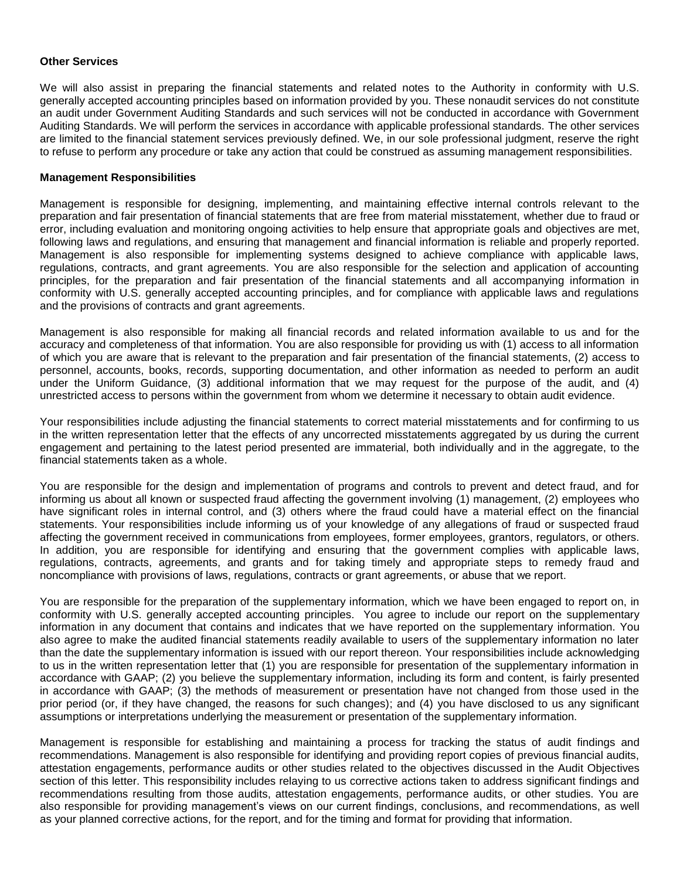**Other Services**

We will also assist in preparing the financial statements and related notes to the Authority in conformity with U.S. generally accepted accounting principles based on information provided by you. These nonaudit services do not constitute an audit under Government Auditing Standards and such services will not be conducted in accordance with Government Auditing Standards. We will perform the services in accordance with applicable professional standards. The other services are limited to the financial statement services previously defined. We, in our sole professional judgment, reserve the right to refuse to perform any procedure or take any action that could be construed as assuming management responsibilities.

**Management Responsibilities**

Management is responsible for designing, implementing, and maintaining effective internal controls relevant to the preparation and fair presentation of financial statements that are free from material misstatement, whether due to fraud or error, including evaluation and monitoring ongoing activities to help ensure that appropriate goals and objectives are met, following laws and regulations, and ensuring that management and financial information is reliable and properly reported. Management is also responsible for implementing systems designed to achieve compliance with applicable laws, regulations, contracts, and grant agreements. You are also responsible for the selection and application of accounting principles, for the preparation and fair presentation of the financial statements and all accompanying information in conformity with U.S. generally accepted accounting principles, and for compliance with applicable laws and regulations and the provisions of contracts and grant agreements.

Management is also responsible for making all financial records and related information available to us and for the accuracy and completeness of that information. You are also responsible for providing us with (1) access to all information of which you are aware that is relevant to the preparation and fair presentation of the financial statements, (2) access to personnel, accounts, books, records, supporting documentation, and other information as needed to perform an audit under the Uniform Guidance, (3) additional information that we may request for the purpose of the audit, and (4) unrestricted access to persons within the government from whom we determine it necessary to obtain audit evidence.

Your responsibilities include adjusting the financial statements to correct material misstatements and for confirming to us in the written representation letter that the effects of any uncorrected misstatements aggregated by us during the current engagement and pertaining to the latest period presented are immaterial, both individually and in the aggregate, to the financial statements taken as a whole.

You are responsible for the design and implementation of programs and controls to prevent and detect fraud, and for informing us about all known or suspected fraud affecting the government involving (1) management, (2) employees who have significant roles in internal control, and (3) others where the fraud could have a material effect on the financial statements. Your responsibilities include informing us of your knowledge of any allegations of fraud or suspected fraud affecting the government received in communications from employees, former employees, grantors, regulators, or others. In addition, you are responsible for identifying and ensuring that the government complies with applicable laws, regulations, contracts, agreements, and grants and for taking timely and appropriate steps to remedy fraud and noncompliance with provisions of laws, regulations, contracts or grant agreements, or abuse that we report.

You are responsible for the preparation of the supplementary information, which we have been engaged to report on, in conformity with U.S. generally accepted accounting principles. You agree to include our report on the supplementary information in any document that contains and indicates that we have reported on the supplementary information. You also agree to make the audited financial statements readily available to users of the supplementary information no later than the date the supplementary information is issued with our report thereon. Your responsibilities include acknowledging to us in the written representation letter that (1) you are responsible for presentation of the supplementary information in accordance with GAAP; (2) you believe the supplementary information, including its form and content, is fairly presented in accordance with GAAP; (3) the methods of measurement or presentation have not changed from those used in the prior period (or, if they have changed, the reasons for such changes); and (4) you have disclosed to us any significant assumptions or interpretations underlying the measurement or presentation of the supplementary information.

Management is responsible for establishing and maintaining a process for tracking the status of audit findings and recommendations. Management is also responsible for identifying and providing report copies of previous financial audits, attestation engagements, performance audits or other studies related to the objectives discussed in the Audit Objectives section of this letter. This responsibility includes relaying to us corrective actions taken to address significant findings and recommendations resulting from those audits, attestation engagements, performance audits, or other studies. You are also responsible for providing management's views on our current findings, conclusions, and recommendations, as well as your planned corrective actions, for the report, and for the timing and format for providing that information.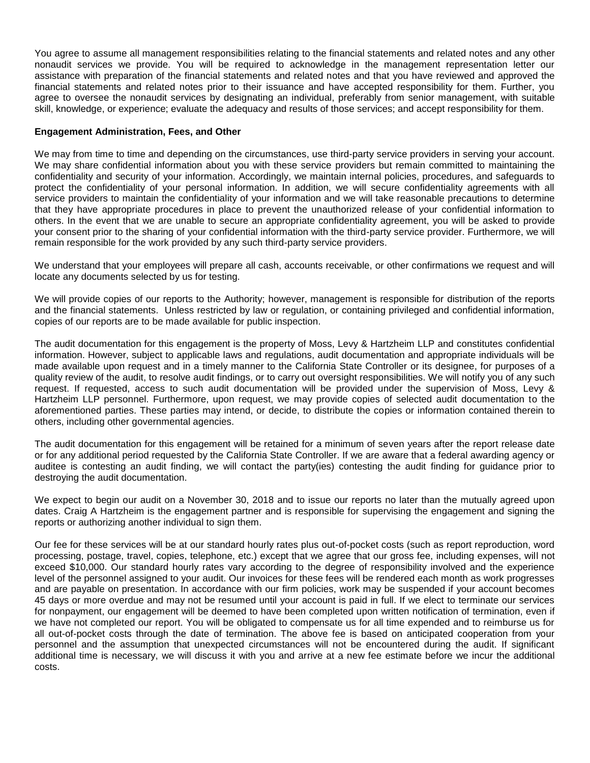You agree to assume all management responsibilities relating to the financial statements and related notes and any other nonaudit services we provide. You will be required to acknowledge in the management representation letter our assistance with preparation of the financial statements and related notes and that you have reviewed and approved the financial statements and related notes prior to their issuance and have accepted responsibility for them. Further, you agree to oversee the nonaudit services by designating an individual, preferably from senior management, with suitable skill, knowledge, or experience; evaluate the adequacy and results of those services; and accept responsibility for them.

**Engagement Administration, Fees, and Other**

We may from time to time and depending on the circumstances, use third-party service providers in serving your account. We may share confidential information about you with these service providers but remain committed to maintaining the confidentiality and security of your information. Accordingly, we maintain internal policies, procedures, and safeguards to protect the confidentiality of your personal information. In addition, we will secure confidentiality agreements with all service providers to maintain the confidentiality of your information and we will take reasonable precautions to determine that they have appropriate procedures in place to prevent the unauthorized release of your confidential information to others. In the event that we are unable to secure an appropriate confidentiality agreement, you will be asked to provide your consent prior to the sharing of your confidential information with the third-party service provider. Furthermore, we will remain responsible for the work provided by any such third-party service providers.

We understand that your employees will prepare all cash, accounts receivable, or other confirmations we request and will locate any documents selected by us for testing.

We will provide copies of our reports to the Authority; however, management is responsible for distribution of the reports and the financial statements. Unless restricted by law or regulation, or containing privileged and confidential information, copies of our reports are to be made available for public inspection.

The audit documentation for this engagement is the property of Moss, Levy & Hartzheim LLP and constitutes confidential information. However, subject to applicable laws and regulations, audit documentation and appropriate individuals will be made available upon request and in a timely manner to the California State Controller or its designee, for purposes of a quality review of the audit, to resolve audit findings, or to carry out oversight responsibilities. We will notify you of any such request. If requested, access to such audit documentation will be provided under the supervision of Moss, Levy & Hartzheim LLP personnel. Furthermore, upon request, we may provide copies of selected audit documentation to the aforementioned parties. These parties may intend, or decide, to distribute the copies or information contained therein to others, including other governmental agencies.

The audit documentation for this engagement will be retained for a minimum of seven years after the report release date or for any additional period requested by the California State Controller. If we are aware that a federal awarding agency or auditee is contesting an audit finding, we will contact the party(ies) contesting the audit finding for guidance prior to destroying the audit documentation.

We expect to begin our audit on a November 30, 2018 and to issue our reports no later than the mutually agreed upon dates. Craig A Hartzheim is the engagement partner and is responsible for supervising the engagement and signing the reports or authorizing another individual to sign them.

Our fee for these services will be at our standard hourly rates plus out-of-pocket costs (such as report reproduction, word processing, postage, travel, copies, telephone, etc.) except that we agree that our gross fee, including expenses, will not exceed $10,000. Our standard hourly rates vary according to the degree of responsibility involved and the experience level of the personnel assigned to your audit. Our invoices for these fees will be rendered each month as work progresses and are payable on presentation. In accordance with our firm policies, work may be suspended if your account becomes 45 days or more overdue and may not be resumed until your account is paid in full. If we elect to terminate our services for nonpayment, our engagement will be deemed to have been completed upon written notification of termination, even if we have not completed our report. You will be obligated to compensate us for all time expended and to reimburse us for all out-of-pocket costs through the date of termination. The above fee is based on anticipated cooperation from your personnel and the assumption that unexpected circumstances will not be encountered during the audit. If significant additional time is necessary, we will discuss it with you and arrive at a new fee estimate before we incur the additional costs.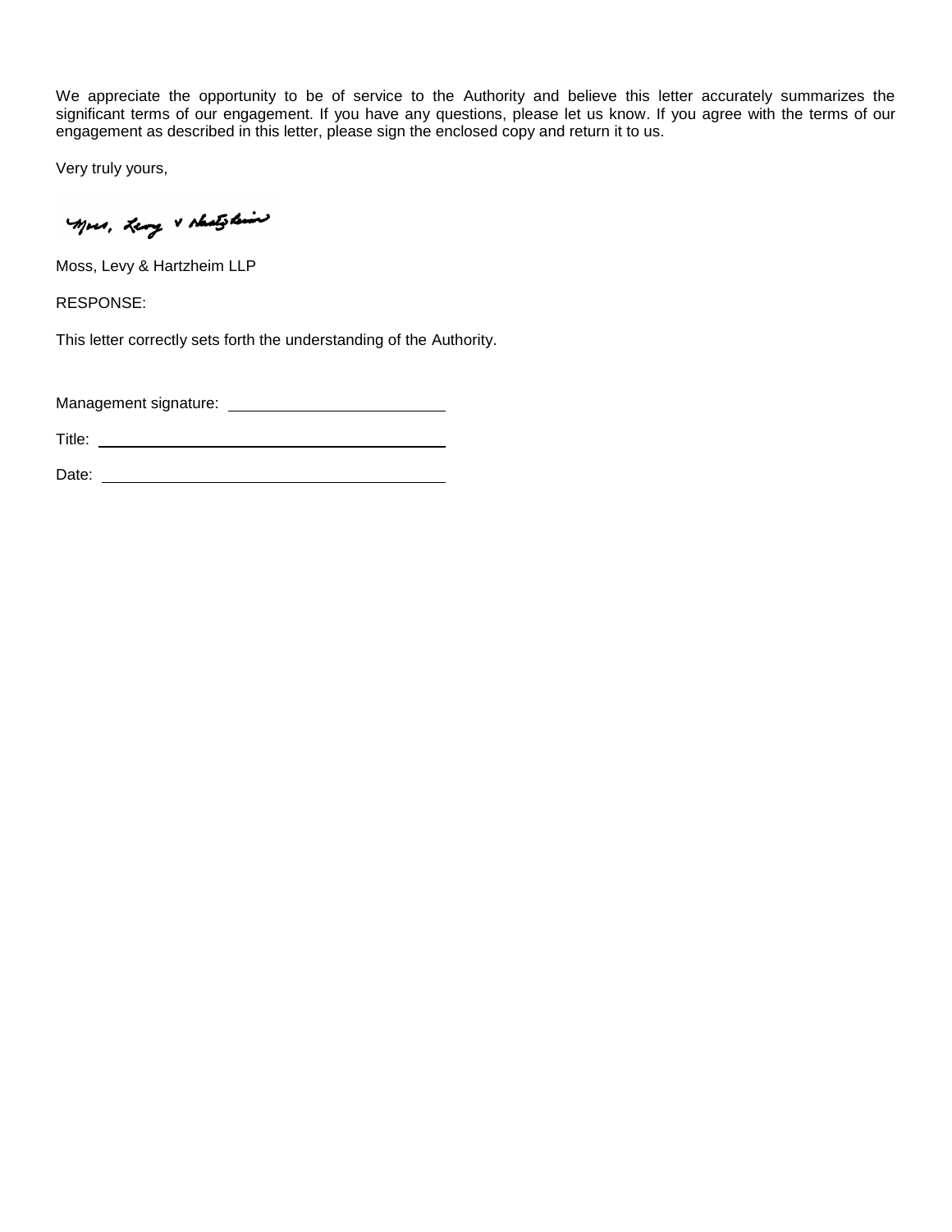We appreciate the opportunity to be of service to the Authority and believe this letter accurately summarizes the significant terms of our engagement. If you have any questions, please let us know. If you agree with the terms of our engagement as described in this letter, please sign the enclosed copy and return it to us.

Very truly yours,

Moss, Levy & Hartzheim LLP

RESPONSE:

This letter correctly sets forth the understanding of the Authority.

Management signature: ______________________

Title: ______________________

Date: ______________________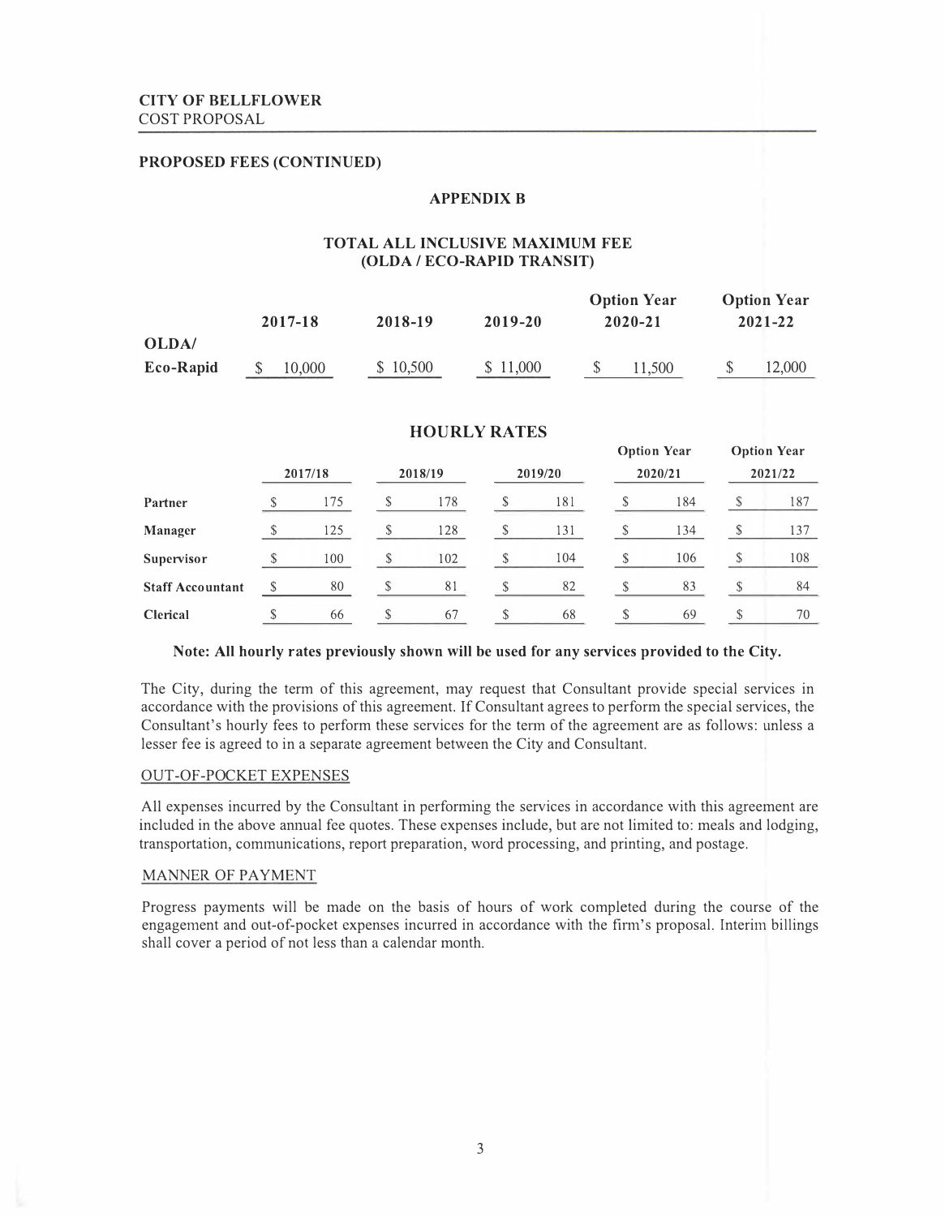**CITY OF BELLFLOWER**
COST PROPOSAL

**PROPOSED FEES (CONTINUED)**

## APPENDIX B

### TOTAL ALL INCLUSIVE MAXIMUM FEE (OLDA / ECO-RAPID TRANSIT)

| | 2017-18 | 2018-19 | 2019-20 | Option Year 2020-21 | Option Year 2021-22 |
|---|---|---|---|---|---|
| **OLDA/ Eco-Rapid** | $ 10,000 | $ 10,500 | $ 11,000 | $ 11,500 | $ 12,000 |

### HOURLY RATES

| | 2017/18 | 2018/19 | 2019/20 | Option Year 2020/21 | Option Year 2021/22 |
|---|---|---|---|---|---|
| **Partner** | $ 175 | $ 178 | $ 181 | $ 184 | $ 187 |
| **Manager** | $ 125 | $ 128 | $ 131 | $ 134 | $ 137 |
| **Supervisor** | $ 100 | $ 102 | $ 104 | $ 106 | $ 108 |
| **Staff Accountant** | $ 80 | $ 81 | $ 82 | $ 83 | $ 84 |
| **Clerical** | $ 66 | $ 67 | $ 68 | $ 69 | $ 70 |

**Note: All hourly rates previously shown will be used for any services provided to the City.**

The City, during the term of this agreement, may request that Consultant provide special services in accordance with the provisions of this agreement. If Consultant agrees to perform the special services, the Consultant's hourly fees to perform these services for the term of the agreement are as follows: unless a lesser fee is agreed to in a separate agreement between the City and Consultant.

OUT-OF-POCKET EXPENSES

All expenses incurred by the Consultant in performing the services in accordance with this agreement are included in the above annual fee quotes. These expenses include, but are not limited to: meals and lodging, transportation, communications, report preparation, word processing, and printing, and postage.

MANNER OF PAYMENT

Progress payments will be made on the basis of hours of work completed during the course of the engagement and out-of-pocket expenses incurred in accordance with the firm's proposal. Interim billings shall cover a period of not less than a calendar month.